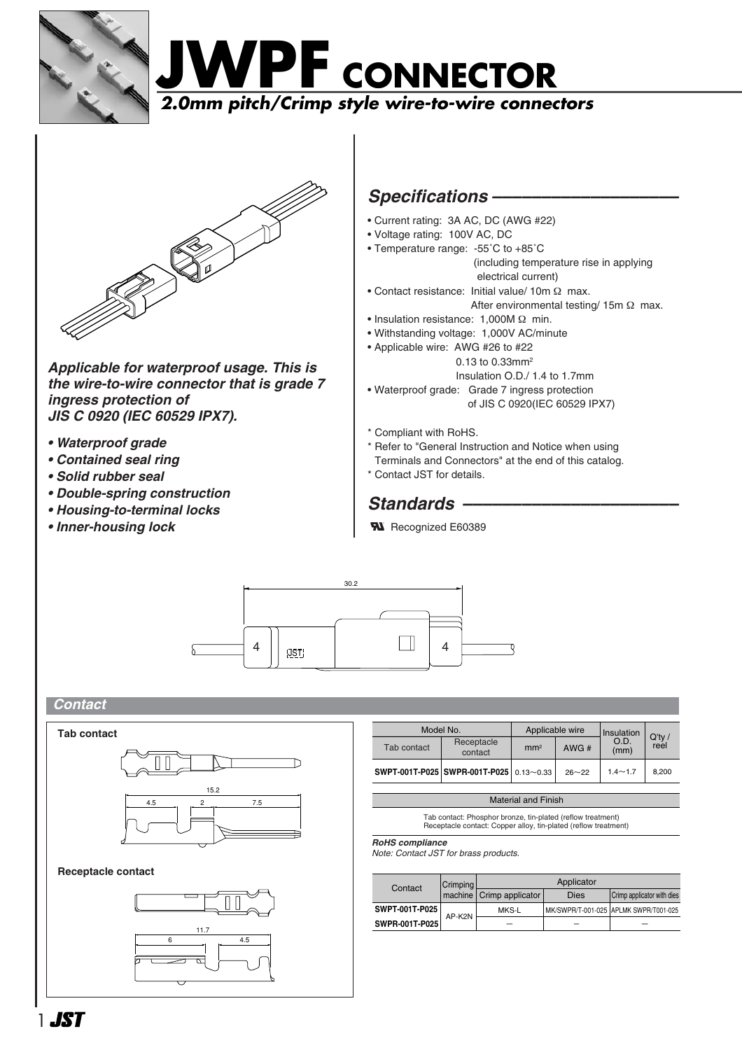# JWPF CONNECTOR

*2.0mm pitch/Crimp style wire-to-wire connectors*

***Applicable for waterproof usage. This is the wire-to-wire connector that is grade 7 ingress protection of JIS C 0920 (IEC 60529 IPX7).***

- ***Waterproof grade***
- ***Contained seal ring***
- ***Solid rubber seal***
- ***Double-spring construction***
- ***Housing-to-terminal locks***
- ***Inner-housing lock***

## Specifications

- Current rating: 3A AC, DC (AWG #22)
- Voltage rating: 100V AC, DC
- Temperature range: -55˚C to +85˚C (including temperature rise in applying electrical current)
- Contact resistance: Initial value/ 10m Ω max.
  After environmental testing/ 15m Ω max.
- Insulation resistance: 1,000M Ω min.
- Withstanding voltage: 1,000V AC/minute
- Applicable wire: AWG #26 to #22
  0.13 to 0.33mm²
  Insulation O.D./ 1.4 to 1.7mm
- Waterproof grade: Grade 7 ingress protection of JIS C 0920(IEC 60529 IPX7)

\* Compliant with RoHS.
\* Refer to "General Instruction and Notice when using Terminals and Connectors" at the end of this catalog.
\* Contact JST for details.

## Standards

Recognized E60389

30.2

## Contact

**Tab contact**

15.2 / 4.5 / 2 / 7.5

**Receptacle contact**

11.7 / 6 / 4.5

| Model No. | | Applicable wire | | Insulation O.D. (mm) | Q'ty / reel |
|---|---|---|---|---|---|
| Tab contact | Receptacle contact | mm² | AWG # | | |
| **SWPT-001T-P025** | **SWPR-001T-P025** | 0.13∼0.33 | 26∼22 | 1.4∼1.7 | 8,200 |

| Material and Finish |
|---|
| Tab contact: Phosphor bronze, tin-plated (reflow treatment)<br>Receptacle contact: Copper alloy, tin-plated (reflow treatment) |

***RoHS compliance***
*Note: Contact JST for brass products.*

| Contact | Crimping machine | Applicator | | |
|---|---|---|---|---|
| | | Crimp applicator | Dies | Crimp applicator with dies |
| **SWPT-001T-P025** | AP-K2N | MKS-L | MK/SWPR/T-001-025 | APLMK SWPR/T001-025 |
| **SWPR-001T-P025** | | – | – | – |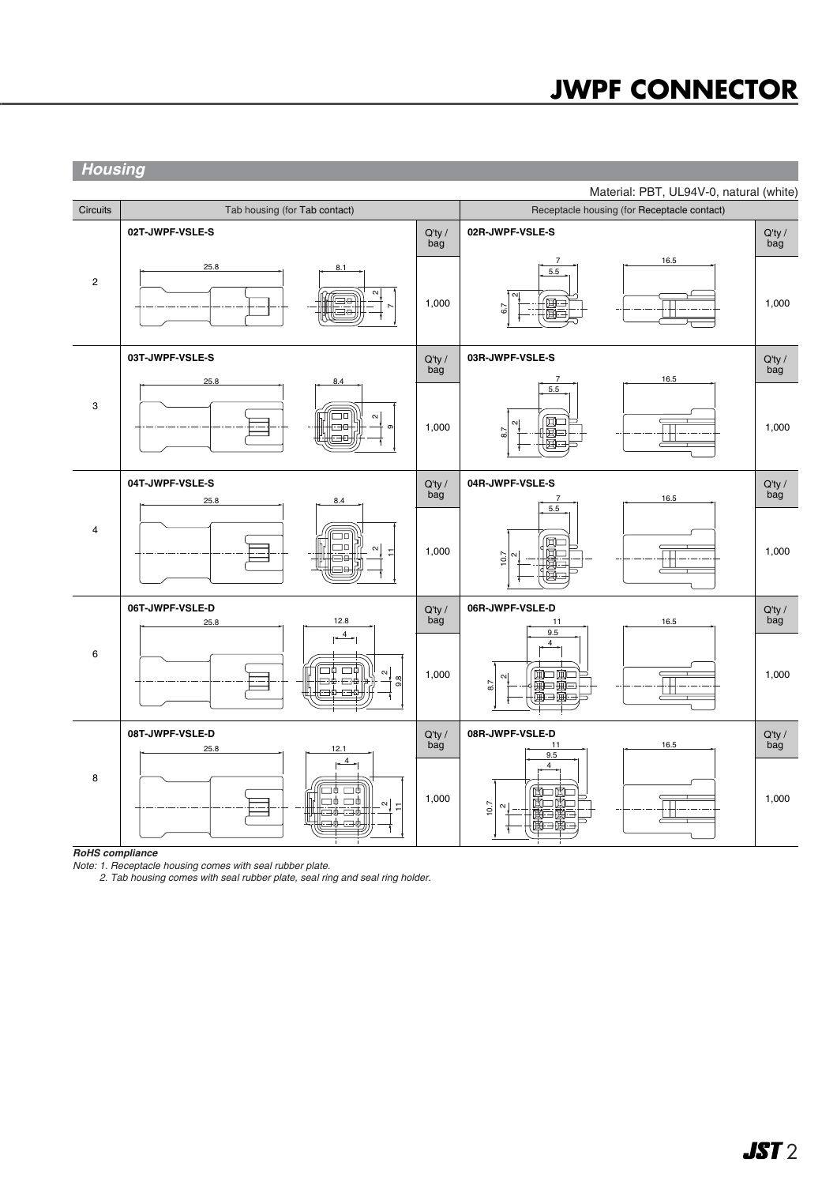# JWPF CONNECTOR

## *Housing*

Material: PBT, UL94V-0, natural (white)

| Circuits | Tab housing (for Tab contact) | Q'ty / bag | Receptacle housing (for Receptacle contact) | Q'ty / bag |
|---|---|---|---|---|
| 2 | **02T-JWPF-VSLE-S** | 1,000 | **02R-JWPF-VSLE-S** | 1,000 |
| 3 | **03T-JWPF-VSLE-S** | 1,000 | **03R-JWPF-VSLE-S** | 1,000 |
| 4 | **04T-JWPF-VSLE-S** | 1,000 | **04R-JWPF-VSLE-S** | 1,000 |
| 6 | **06T-JWPF-VSLE-D** | 1,000 | **06R-JWPF-VSLE-D** | 1,000 |
| 8 | **08T-JWPF-VSLE-D** | 1,000 | **08R-JWPF-VSLE-D** | 1,000 |

***RoHS compliance***

*Note: 1. Receptacle housing comes with seal rubber plate.*

*2. Tab housing comes with seal rubber plate, seal ring and seal ring holder.*